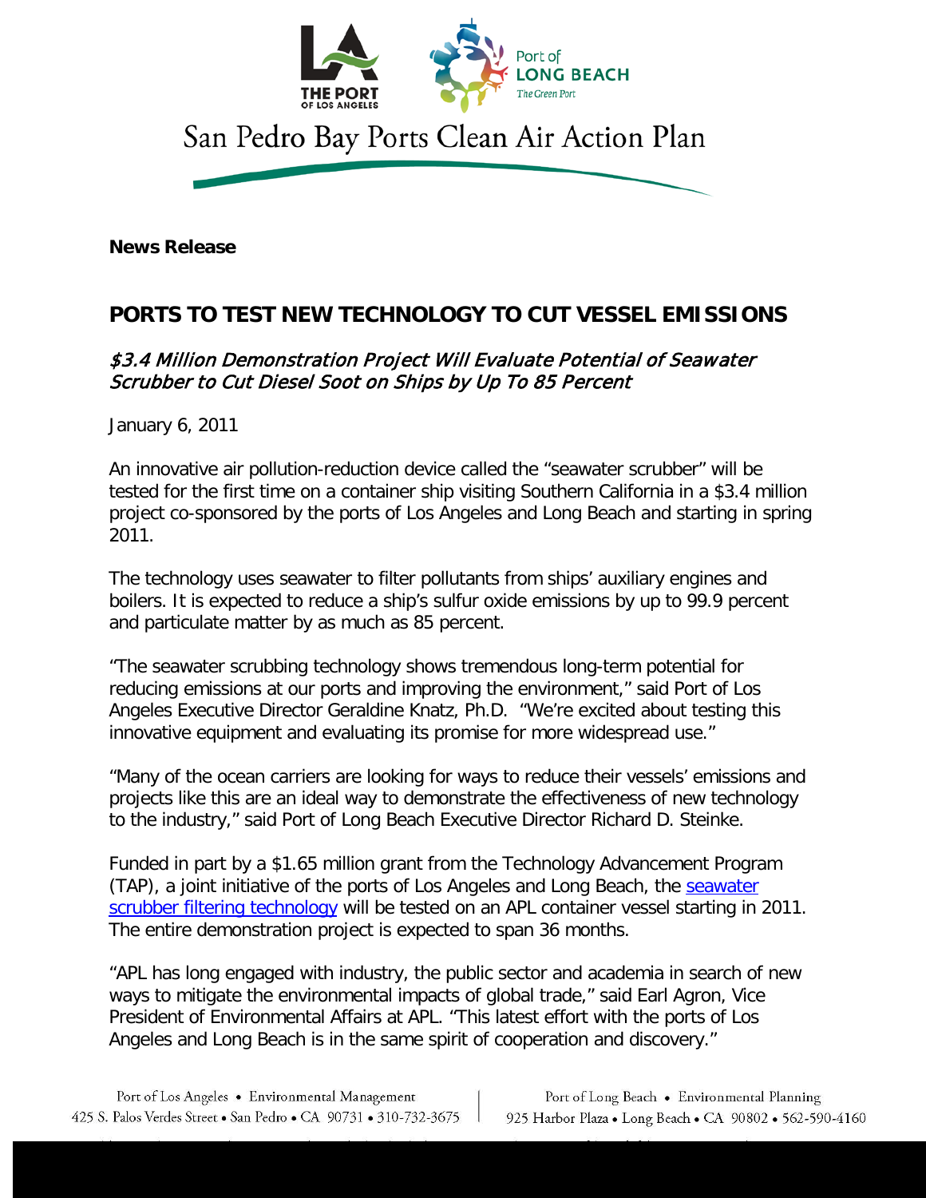San Pedro Bay Ports Clean Air Action Plan

**News Release**

# PORTS TO TEST NEW TECHNOLOGY TO CUT VESSEL EMISSIONS

*$3.4 Million Demonstration Project Will Evaluate Potential of Seawater Scrubber to Cut Diesel Soot on Ships by Up To 85 Percent*

January 6, 2011

An innovative air pollution-reduction device called the "seawater scrubber" will be tested for the first time on a container ship visiting Southern California in a $3.4 million project co-sponsored by the ports of Los Angeles and Long Beach and starting in spring 2011.

The technology uses seawater to filter pollutants from ships' auxiliary engines and boilers. It is expected to reduce a ship's sulfur oxide emissions by up to 99.9 percent and particulate matter by as much as 85 percent.

"The seawater scrubbing technology shows tremendous long-term potential for reducing emissions at our ports and improving the environment," said Port of Los Angeles Executive Director Geraldine Knatz, Ph.D. "We're excited about testing this innovative equipment and evaluating its promise for more widespread use."

"Many of the ocean carriers are looking for ways to reduce their vessels' emissions and projects like this are an ideal way to demonstrate the effectiveness of new technology to the industry," said Port of Long Beach Executive Director Richard D. Steinke.

Funded in part by a $1.65 million grant from the Technology Advancement Program (TAP), a joint initiative of the ports of Los Angeles and Long Beach, the seawater scrubber filtering technology will be tested on an APL container vessel starting in 2011. The entire demonstration project is expected to span 36 months.

"APL has long engaged with industry, the public sector and academia in search of new ways to mitigate the environmental impacts of global trade," said Earl Agron, Vice President of Environmental Affairs at APL. "This latest effort with the ports of Los Angeles and Long Beach is in the same spirit of cooperation and discovery."

Port of Los Angeles • Environmental Management
425 S. Palos Verdes Street • San Pedro • CA 90731 • 310-732-3675

Port of Long Beach • Environmental Planning
925 Harbor Plaza • Long Beach • CA 90802 • 562-590-4160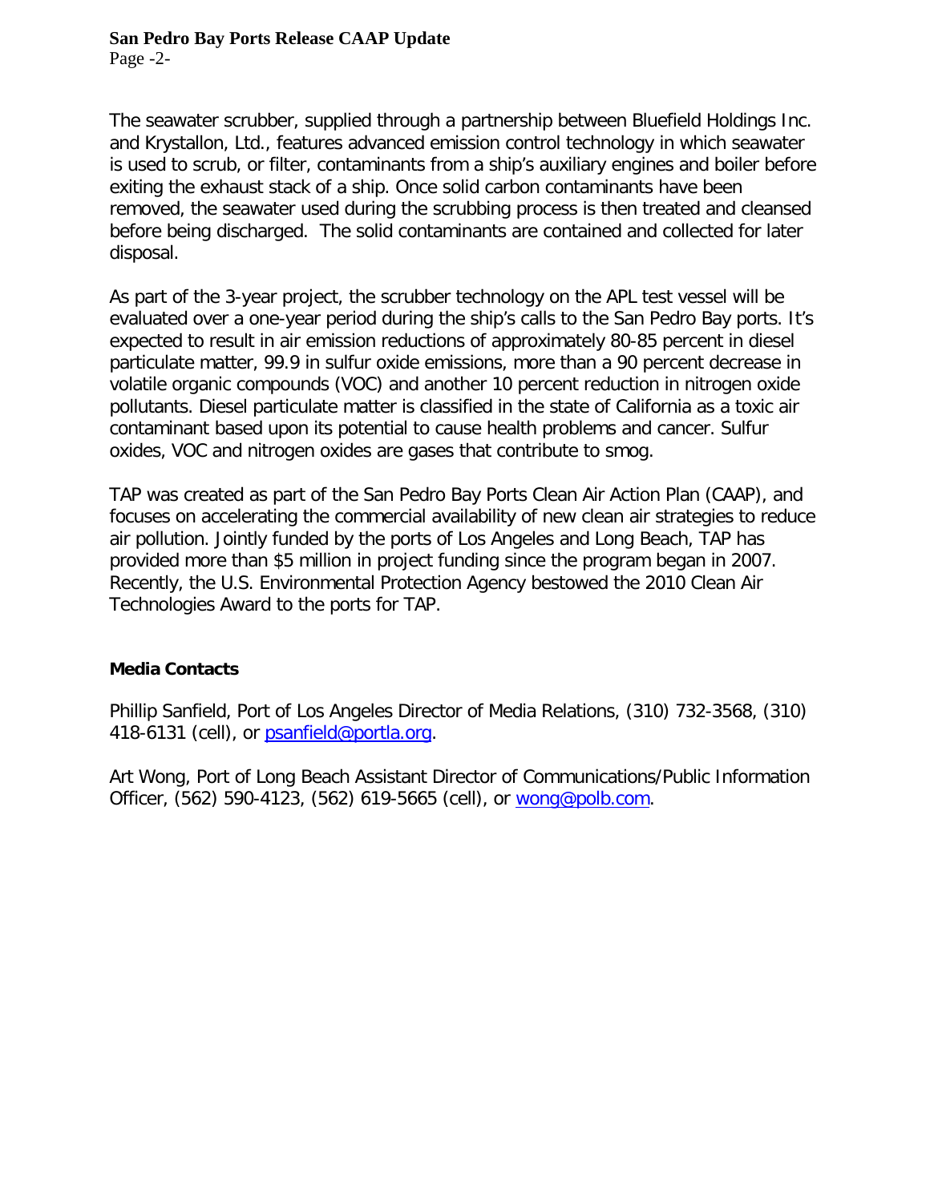The seawater scrubber, supplied through a partnership between Bluefield Holdings Inc. and Krystallon, Ltd., features advanced emission control technology in which seawater is used to scrub, or filter, contaminants from a ship's auxiliary engines and boiler before exiting the exhaust stack of a ship. Once solid carbon contaminants have been removed, the seawater used during the scrubbing process is then treated and cleansed before being discharged. The solid contaminants are contained and collected for later disposal.

As part of the 3-year project, the scrubber technology on the APL test vessel will be evaluated over a one-year period during the ship's calls to the San Pedro Bay ports. It's expected to result in air emission reductions of approximately 80-85 percent in diesel particulate matter, 99.9 in sulfur oxide emissions, more than a 90 percent decrease in volatile organic compounds (VOC) and another 10 percent reduction in nitrogen oxide pollutants. Diesel particulate matter is classified in the state of California as a toxic air contaminant based upon its potential to cause health problems and cancer. Sulfur oxides, VOC and nitrogen oxides are gases that contribute to smog.

TAP was created as part of the San Pedro Bay Ports Clean Air Action Plan (CAAP), and focuses on accelerating the commercial availability of new clean air strategies to reduce air pollution. Jointly funded by the ports of Los Angeles and Long Beach, TAP has provided more than $5 million in project funding since the program began in 2007. Recently, the U.S. Environmental Protection Agency bestowed the 2010 Clean Air Technologies Award to the ports for TAP.

**Media Contacts**

Phillip Sanfield, Port of Los Angeles Director of Media Relations, (310) 732-3568, (310) 418-6131 (cell), or psanfield@portla.org.

Art Wong, Port of Long Beach Assistant Director of Communications/Public Information Officer, (562) 590-4123, (562) 619-5665 (cell), or wong@polb.com.